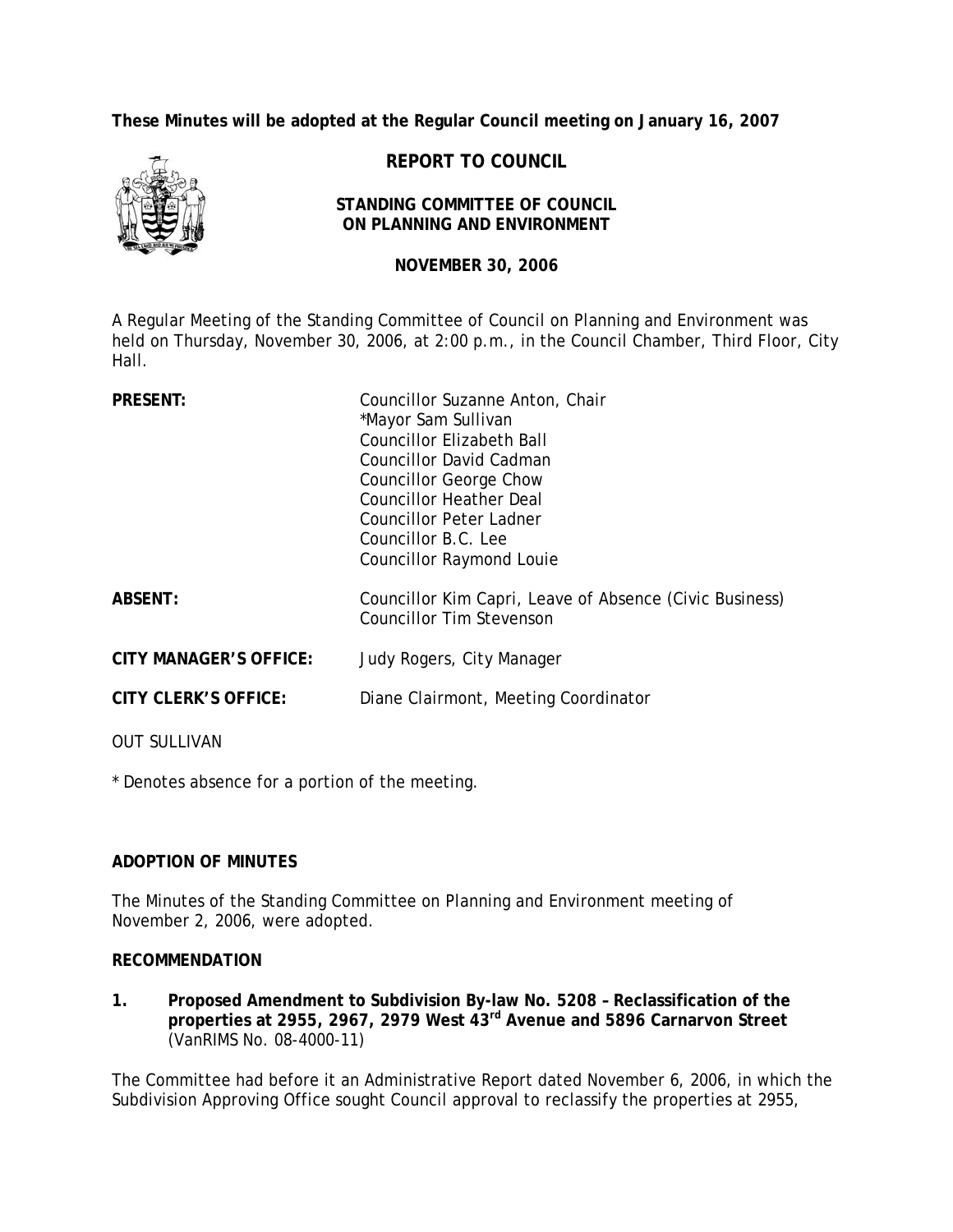**These Minutes will be adopted at the Regular Council meeting on January 16, 2007**

# REPORT TO COUNCIL

## STANDING COMMITTEE OF COUNCIL ON PLANNING AND ENVIRONMENT

### NOVEMBER 30, 2006

A Regular Meeting of the Standing Committee of Council on Planning and Environment was held on Thursday, November 30, 2006, at 2:00 p.m., in the Council Chamber, Third Floor, City Hall.

| | |
|---|---|
| **PRESENT:** | Councillor Suzanne Anton, Chair<br>*Mayor Sam Sullivan<br>Councillor Elizabeth Ball<br>Councillor David Cadman<br>Councillor George Chow<br>Councillor Heather Deal<br>Councillor Peter Ladner<br>Councillor B.C. Lee<br>Councillor Raymond Louie |
| **ABSENT:** | Councillor Kim Capri, Leave of Absence (Civic Business)<br>Councillor Tim Stevenson |
| **CITY MANAGER'S OFFICE:** | Judy Rogers, City Manager |
| **CITY CLERK'S OFFICE:** | Diane Clairmont, Meeting Coordinator |

OUT SULLIVAN

* Denotes absence for a portion of the meeting.

**ADOPTION OF MINUTES**

The Minutes of the Standing Committee on Planning and Environment meeting of November 2, 2006, were adopted.

**RECOMMENDATION**

**1. Proposed Amendment to Subdivision By-law No. 5208 – Reclassification of the properties at 2955, 2967, 2979 West 43rd Avenue and 5896 Carnarvon Street** (VanRIMS No. 08-4000-11)

The Committee had before it an Administrative Report dated November 6, 2006, in which the Subdivision Approving Office sought Council approval to reclassify the properties at 2955,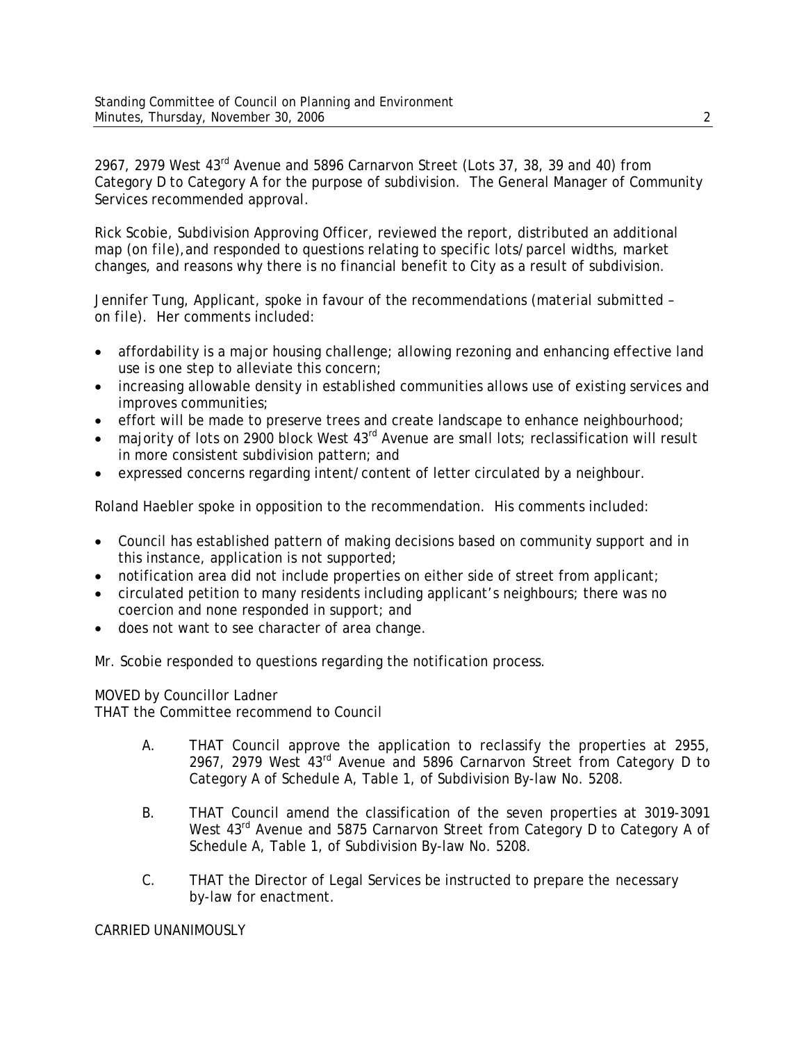2967, 2979 West 43rd Avenue and 5896 Carnarvon Street (Lots 37, 38, 39 and 40) from Category D to Category A for the purpose of subdivision. The General Manager of Community Services recommended approval.

Rick Scobie, Subdivision Approving Officer, reviewed the report, distributed an additional map (on file), and responded to questions relating to specific lots/parcel widths, market changes, and reasons why there is no financial benefit to City as a result of subdivision.

Jennifer Tung, Applicant, spoke in favour of the recommendations (*material submitted – on file*). Her comments included:

- affordability is a major housing challenge; allowing rezoning and enhancing effective land use is one step to alleviate this concern;
- increasing allowable density in established communities allows use of existing services and improves communities;
- effort will be made to preserve trees and create landscape to enhance neighbourhood;
- majority of lots on 2900 block West 43rd Avenue are small lots; reclassification will result in more consistent subdivision pattern; and
- expressed concerns regarding intent/content of letter circulated by a neighbour.

Roland Haebler spoke in opposition to the recommendation. His comments included:

- Council has established pattern of making decisions based on community support and in this instance, application is not supported;
- notification area did not include properties on either side of street from applicant;
- circulated petition to many residents including applicant's neighbours; there was no coercion and none responded in support; and
- does not want to see character of area change.

Mr. Scobie responded to questions regarding the notification process.

MOVED by Councillor Ladner
THAT the Committee recommend to Council

A. THAT Council approve the application to reclassify the properties at 2955, 2967, 2979 West 43rd Avenue and 5896 Carnarvon Street from Category D to Category A of Schedule A, Table 1, of Subdivision By-law No. 5208.

B. THAT Council amend the classification of the seven properties at 3019-3091 West 43rd Avenue and 5875 Carnarvon Street from Category D to Category A of Schedule A, Table 1, of Subdivision By-law No. 5208.

C. THAT the Director of Legal Services be instructed to prepare the necessary by-law for enactment.

CARRIED UNANIMOUSLY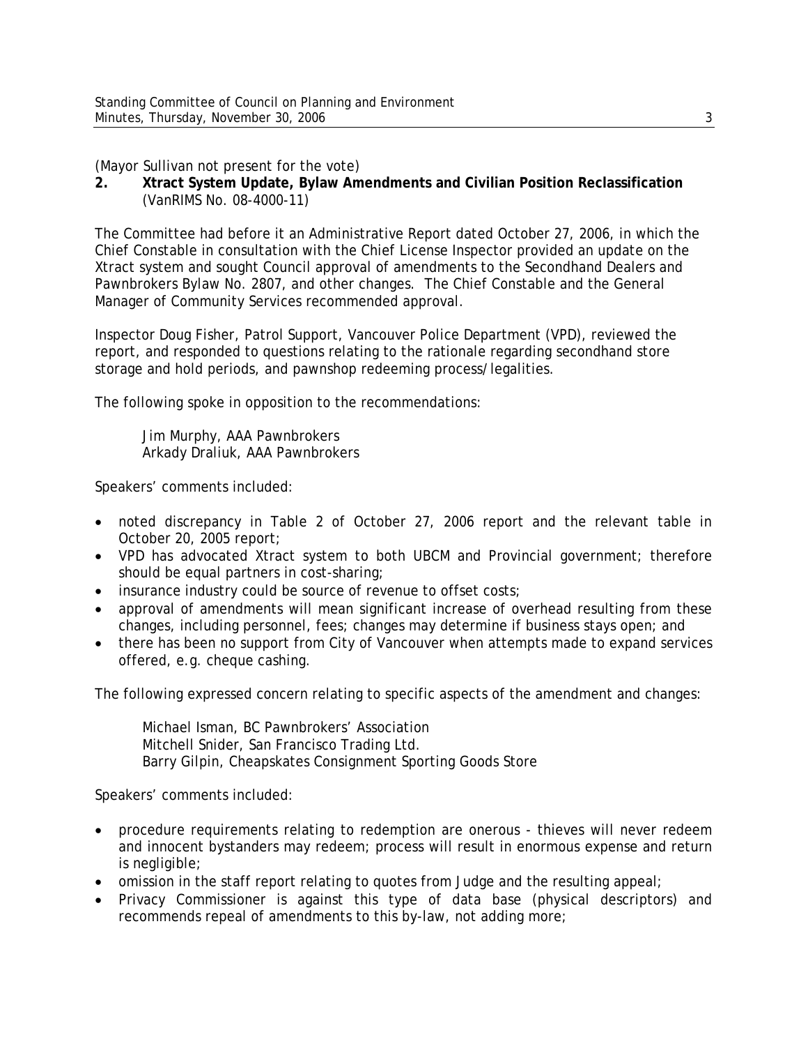(Mayor Sullivan not present for the vote)

**2. Xtract System Update, Bylaw Amendments and Civilian Position Reclassification** (VanRIMS No. 08-4000-11)

The Committee had before it an Administrative Report dated October 27, 2006, in which the Chief Constable in consultation with the Chief License Inspector provided an update on the Xtract system and sought Council approval of amendments to the Secondhand Dealers and Pawnbrokers Bylaw No. 2807, and other changes. The Chief Constable and the General Manager of Community Services recommended approval.

Inspector Doug Fisher, Patrol Support, Vancouver Police Department (VPD), reviewed the report, and responded to questions relating to the rationale regarding secondhand store storage and hold periods, and pawnshop redeeming process/legalities.

The following spoke in opposition to the recommendations:

Jim Murphy, AAA Pawnbrokers
Arkady Draliuk, AAA Pawnbrokers

Speakers' comments included:

- noted discrepancy in Table 2 of October 27, 2006 report and the relevant table in October 20, 2005 report;
- VPD has advocated Xtract system to both UBCM and Provincial government; therefore should be equal partners in cost-sharing;
- insurance industry could be source of revenue to offset costs;
- approval of amendments will mean significant increase of overhead resulting from these changes, including personnel, fees; changes may determine if business stays open; and
- there has been no support from City of Vancouver when attempts made to expand services offered, e.g. cheque cashing.

The following expressed concern relating to specific aspects of the amendment and changes:

Michael Isman, BC Pawnbrokers' Association
Mitchell Snider, San Francisco Trading Ltd.
Barry Gilpin, Cheapskates Consignment Sporting Goods Store

Speakers' comments included:

- procedure requirements relating to redemption are onerous - thieves will never redeem and innocent bystanders may redeem; process will result in enormous expense and return is negligible;
- omission in the staff report relating to quotes from Judge and the resulting appeal;
- Privacy Commissioner is against this type of data base (physical descriptors) and recommends repeal of amendments to this by-law, not adding more;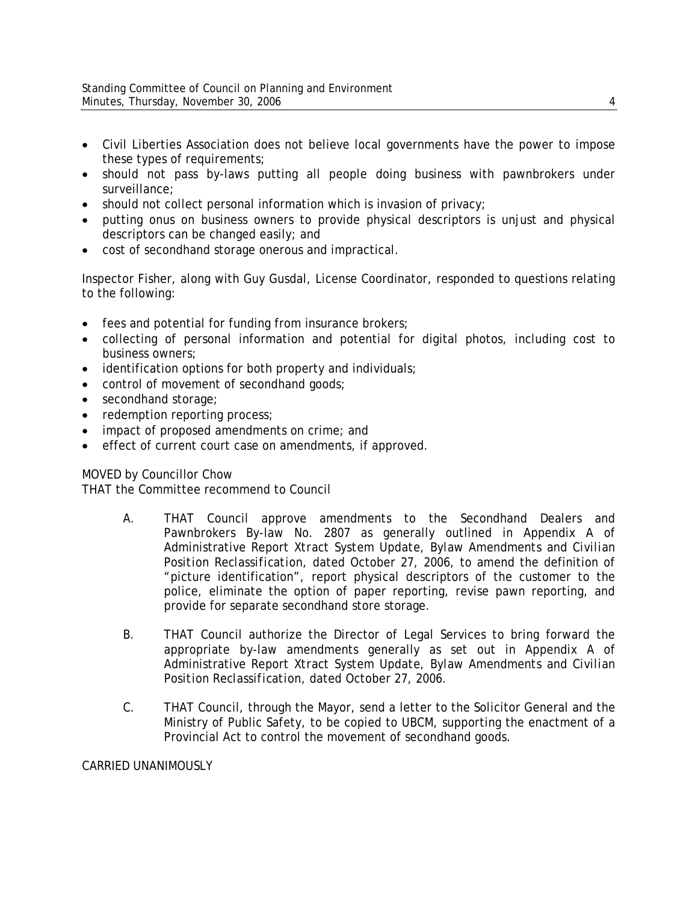- Civil Liberties Association does not believe local governments have the power to impose these types of requirements;
- should not pass by-laws putting all people doing business with pawnbrokers under surveillance;
- should not collect personal information which is invasion of privacy;
- putting onus on business owners to provide physical descriptors is unjust and physical descriptors can be changed easily; and
- cost of secondhand storage onerous and impractical.

Inspector Fisher, along with Guy Gusdal, License Coordinator, responded to questions relating to the following:

- fees and potential for funding from insurance brokers;
- collecting of personal information and potential for digital photos, including cost to business owners;
- identification options for both property and individuals;
- control of movement of secondhand goods;
- secondhand storage;
- redemption reporting process;
- impact of proposed amendments on crime; and
- effect of current court case on amendments, if approved.

MOVED by Councillor Chow
THAT the Committee recommend to Council

A. THAT Council approve amendments to the Secondhand Dealers and Pawnbrokers By-law No. 2807 as generally outlined in Appendix A of Administrative Report *Xtract System Update, Bylaw Amendments and Civilian Position Reclassification*, dated October 27, 2006, to amend the definition of "picture identification", report physical descriptors of the customer to the police, eliminate the option of paper reporting, revise pawn reporting, and provide for separate secondhand store storage.

B. THAT Council authorize the Director of Legal Services to bring forward the appropriate by-law amendments generally as set out in Appendix A of Administrative Report *Xtract System Update, Bylaw Amendments and Civilian Position Reclassification*, dated October 27, 2006.

C. THAT Council, through the Mayor, send a letter to the Solicitor General and the Ministry of Public Safety, to be copied to UBCM, supporting the enactment of a Provincial Act to control the movement of secondhand goods.

CARRIED UNANIMOUSLY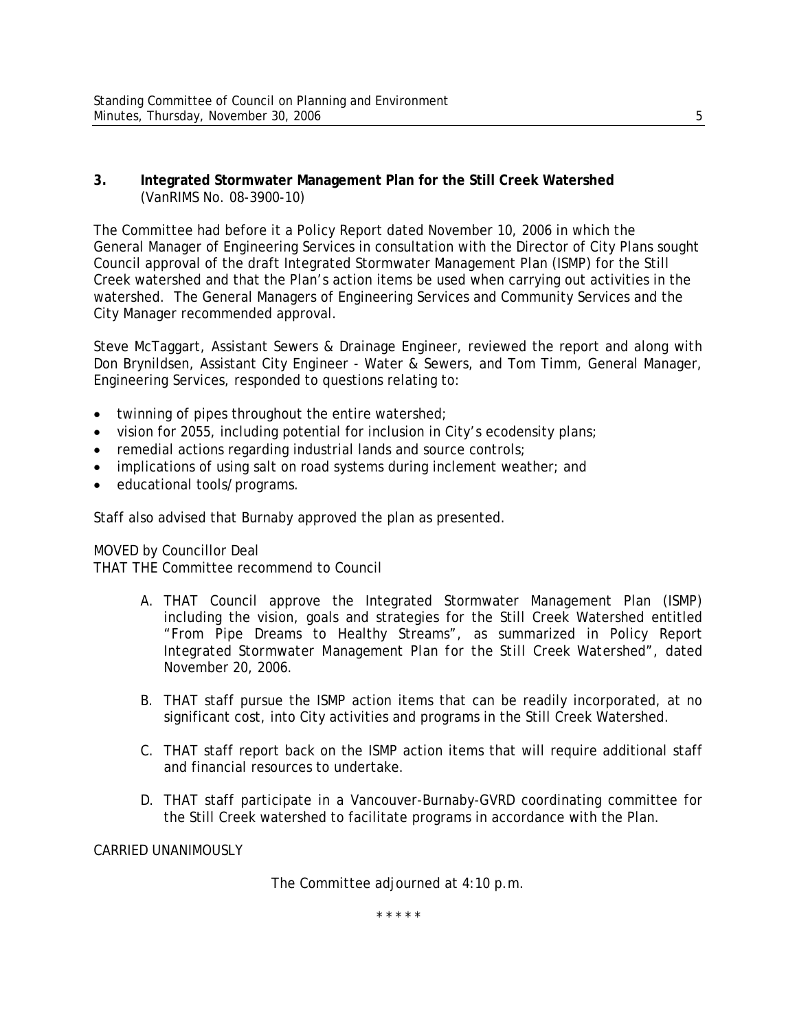### 3. Integrated Stormwater Management Plan for the Still Creek Watershed
(VanRIMS No. 08-3900-10)

The Committee had before it a Policy Report dated November 10, 2006 in which the General Manager of Engineering Services in consultation with the Director of City Plans sought Council approval of the draft Integrated Stormwater Management Plan (ISMP) for the Still Creek watershed and that the Plan's action items be used when carrying out activities in the watershed. The General Managers of Engineering Services and Community Services and the City Manager recommended approval.

Steve McTaggart, Assistant Sewers & Drainage Engineer, reviewed the report and along with Don Brynildsen, Assistant City Engineer - Water & Sewers, and Tom Timm, General Manager, Engineering Services, responded to questions relating to:

- twinning of pipes throughout the entire watershed;
- vision for 2055, including potential for inclusion in City's ecodensity plans;
- remedial actions regarding industrial lands and source controls;
- implications of using salt on road systems during inclement weather; and
- educational tools/programs.

Staff also advised that Burnaby approved the plan as presented.

MOVED by Councillor Deal
THAT THE Committee recommend to Council

A. THAT Council approve the Integrated Stormwater Management Plan (ISMP) including the vision, goals and strategies for the Still Creek Watershed entitled "From Pipe Dreams to Healthy Streams", as summarized in Policy Report Integrated Stormwater Management Plan for the Still Creek Watershed", dated November 20, 2006.

B. THAT staff pursue the ISMP action items that can be readily incorporated, at no significant cost, into City activities and programs in the Still Creek Watershed.

C. THAT staff report back on the ISMP action items that will require additional staff and financial resources to undertake.

D. THAT staff participate in a Vancouver-Burnaby-GVRD coordinating committee for the Still Creek watershed to facilitate programs in accordance with the Plan.

CARRIED UNANIMOUSLY

The Committee adjourned at 4:10 p.m.

\* \* \* \* \*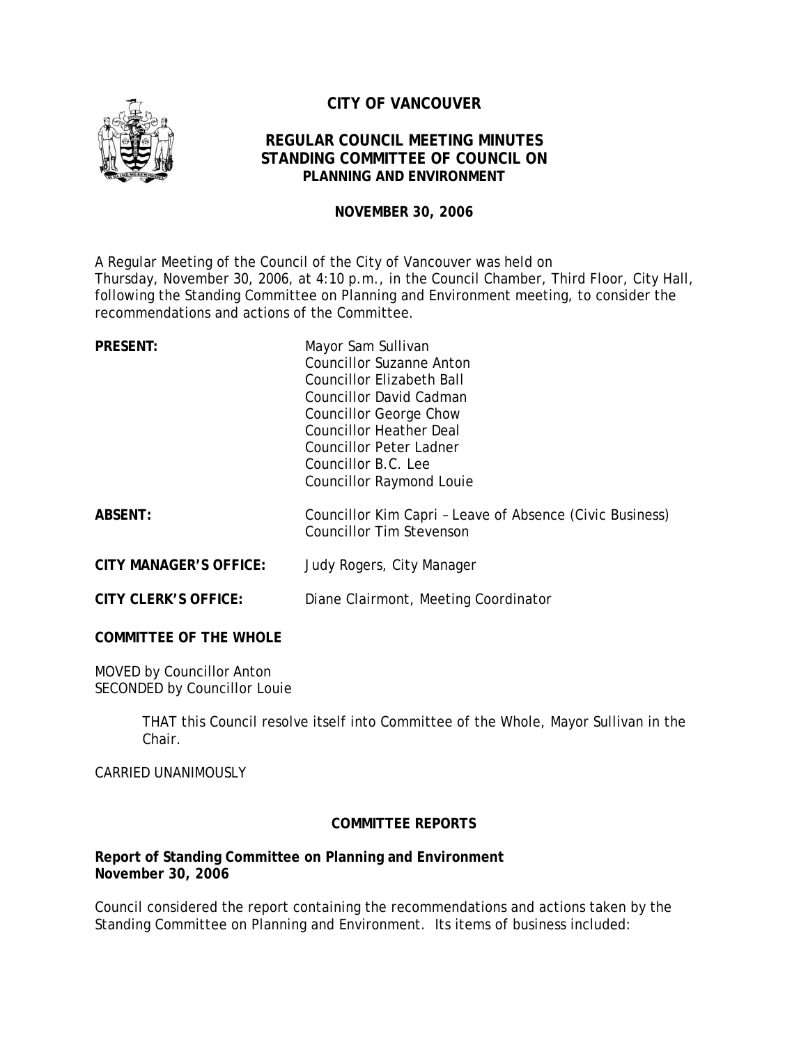# CITY OF VANCOUVER

## REGULAR COUNCIL MEETING MINUTES
## STANDING COMMITTEE OF COUNCIL ON
### PLANNING AND ENVIRONMENT

**NOVEMBER 30, 2006**

A Regular Meeting of the Council of the City of Vancouver was held on Thursday, November 30, 2006, at 4:10 p.m., in the Council Chamber, Third Floor, City Hall, following the Standing Committee on Planning and Environment meeting, to consider the recommendations and actions of the Committee.

| | |
|---|---|
| **PRESENT:** | Mayor Sam Sullivan<br>Councillor Suzanne Anton<br>Councillor Elizabeth Ball<br>Councillor David Cadman<br>Councillor George Chow<br>Councillor Heather Deal<br>Councillor Peter Ladner<br>Councillor B.C. Lee<br>Councillor Raymond Louie |
| **ABSENT:** | Councillor Kim Capri – Leave of Absence (Civic Business)<br>Councillor Tim Stevenson |
| **CITY MANAGER'S OFFICE:** | Judy Rogers, City Manager |
| **CITY CLERK'S OFFICE:** | Diane Clairmont, Meeting Coordinator |

**COMMITTEE OF THE WHOLE**

MOVED by Councillor Anton
SECONDED by Councillor Louie

> THAT this Council resolve itself into Committee of the Whole, Mayor Sullivan in the Chair.

CARRIED UNANIMOUSLY

**COMMITTEE REPORTS**

**Report of Standing Committee on Planning and Environment**
**November 30, 2006**

Council considered the report containing the recommendations and actions taken by the Standing Committee on Planning and Environment. Its items of business included: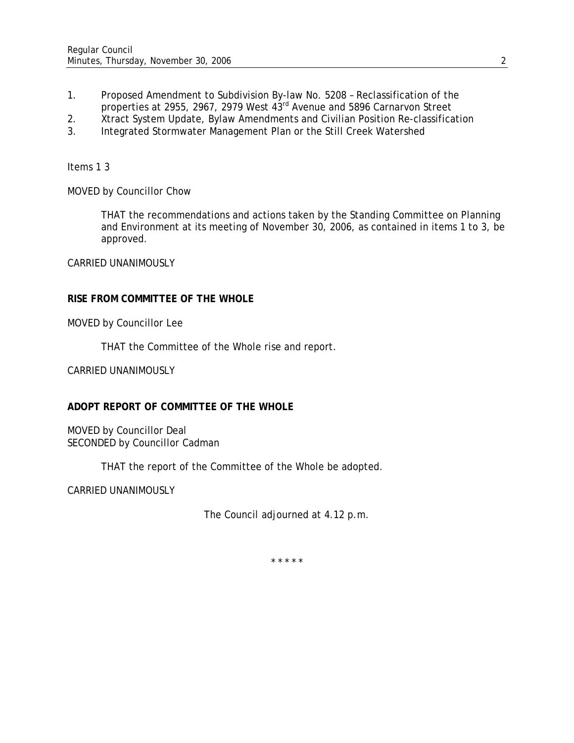1. Proposed Amendment to Subdivision By-law No. 5208 – Reclassification of the properties at 2955, 2967, 2979 West 43rd Avenue and 5896 Carnarvon Street
2. Xtract System Update, Bylaw Amendments and Civilian Position Re-classification
3. Integrated Stormwater Management Plan or the Still Creek Watershed

Items 1 3

MOVED by Councillor Chow

> THAT the recommendations and actions taken by the Standing Committee on Planning and Environment at its meeting of November 30, 2006, as contained in items 1 to 3, be approved.

CARRIED UNANIMOUSLY

**RISE FROM COMMITTEE OF THE WHOLE**

MOVED by Councillor Lee

> THAT the Committee of the Whole rise and report.

CARRIED UNANIMOUSLY

**ADOPT REPORT OF COMMITTEE OF THE WHOLE**

MOVED by Councillor Deal
SECONDED by Councillor Cadman

> THAT the report of the Committee of the Whole be adopted.

CARRIED UNANIMOUSLY

The Council adjourned at 4.12 p.m.

* * * * *